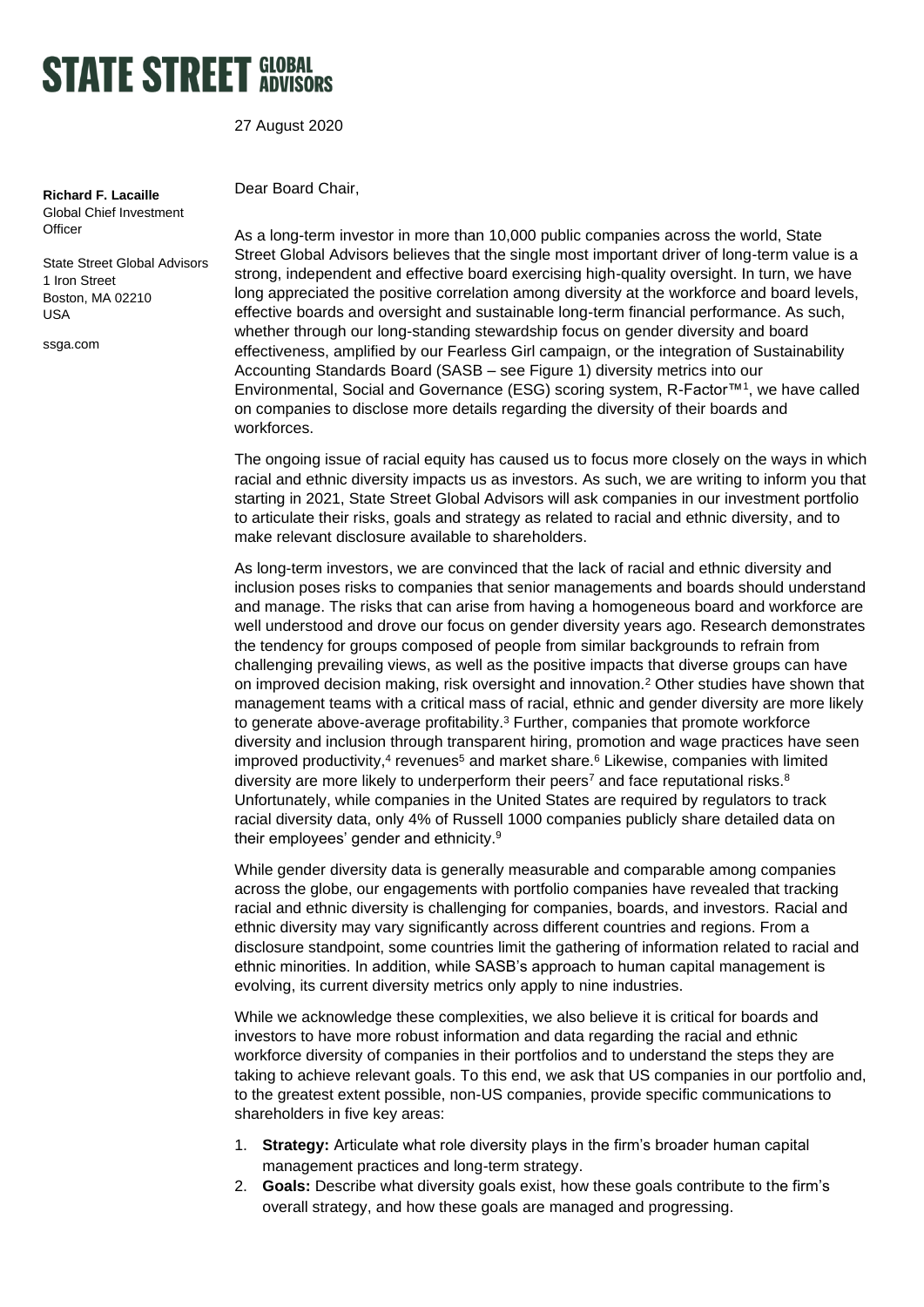# STATE STREET GLOBAL ADVISORS

27 August 2020

**Richard F. Lacaille**
Global Chief Investment Officer

State Street Global Advisors
1 Iron Street
Boston, MA 02210
USA

ssga.com

Dear Board Chair,

As a long-term investor in more than 10,000 public companies across the world, State Street Global Advisors believes that the single most important driver of long-term value is a strong, independent and effective board exercising high-quality oversight. In turn, we have long appreciated the positive correlation among diversity at the workforce and board levels, effective boards and oversight and sustainable long-term financial performance. As such, whether through our long-standing stewardship focus on gender diversity and board effectiveness, amplified by our Fearless Girl campaign, or the integration of Sustainability Accounting Standards Board (SASB – see Figure 1) diversity metrics into our Environmental, Social and Governance (ESG) scoring system, R-Factor™[1], we have called on companies to disclose more details regarding the diversity of their boards and workforces.

The ongoing issue of racial equity has caused us to focus more closely on the ways in which racial and ethnic diversity impacts us as investors. As such, we are writing to inform you that starting in 2021, State Street Global Advisors will ask companies in our investment portfolio to articulate their risks, goals and strategy as related to racial and ethnic diversity, and to make relevant disclosure available to shareholders.

As long-term investors, we are convinced that the lack of racial and ethnic diversity and inclusion poses risks to companies that senior managements and boards should understand and manage. The risks that can arise from having a homogeneous board and workforce are well understood and drove our focus on gender diversity years ago. Research demonstrates the tendency for groups composed of people from similar backgrounds to refrain from challenging prevailing views, as well as the positive impacts that diverse groups can have on improved decision making, risk oversight and innovation.[2] Other studies have shown that management teams with a critical mass of racial, ethnic and gender diversity are more likely to generate above-average profitability.[3] Further, companies that promote workforce diversity and inclusion through transparent hiring, promotion and wage practices have seen improved productivity,[4] revenues[5] and market share.[6] Likewise, companies with limited diversity are more likely to underperform their peers[7] and face reputational risks.[8] Unfortunately, while companies in the United States are required by regulators to track racial diversity data, only 4% of Russell 1000 companies publicly share detailed data on their employees' gender and ethnicity.[9]

While gender diversity data is generally measurable and comparable among companies across the globe, our engagements with portfolio companies have revealed that tracking racial and ethnic diversity is challenging for companies, boards, and investors. Racial and ethnic diversity may vary significantly across different countries and regions. From a disclosure standpoint, some countries limit the gathering of information related to racial and ethnic minorities. In addition, while SASB's approach to human capital management is evolving, its current diversity metrics only apply to nine industries.

While we acknowledge these complexities, we also believe it is critical for boards and investors to have more robust information and data regarding the racial and ethnic workforce diversity of companies in their portfolios and to understand the steps they are taking to achieve relevant goals. To this end, we ask that US companies in our portfolio and, to the greatest extent possible, non-US companies, provide specific communications to shareholders in five key areas:

1. **Strategy:** Articulate what role diversity plays in the firm's broader human capital management practices and long-term strategy.
2. **Goals:** Describe what diversity goals exist, how these goals contribute to the firm's overall strategy, and how these goals are managed and progressing.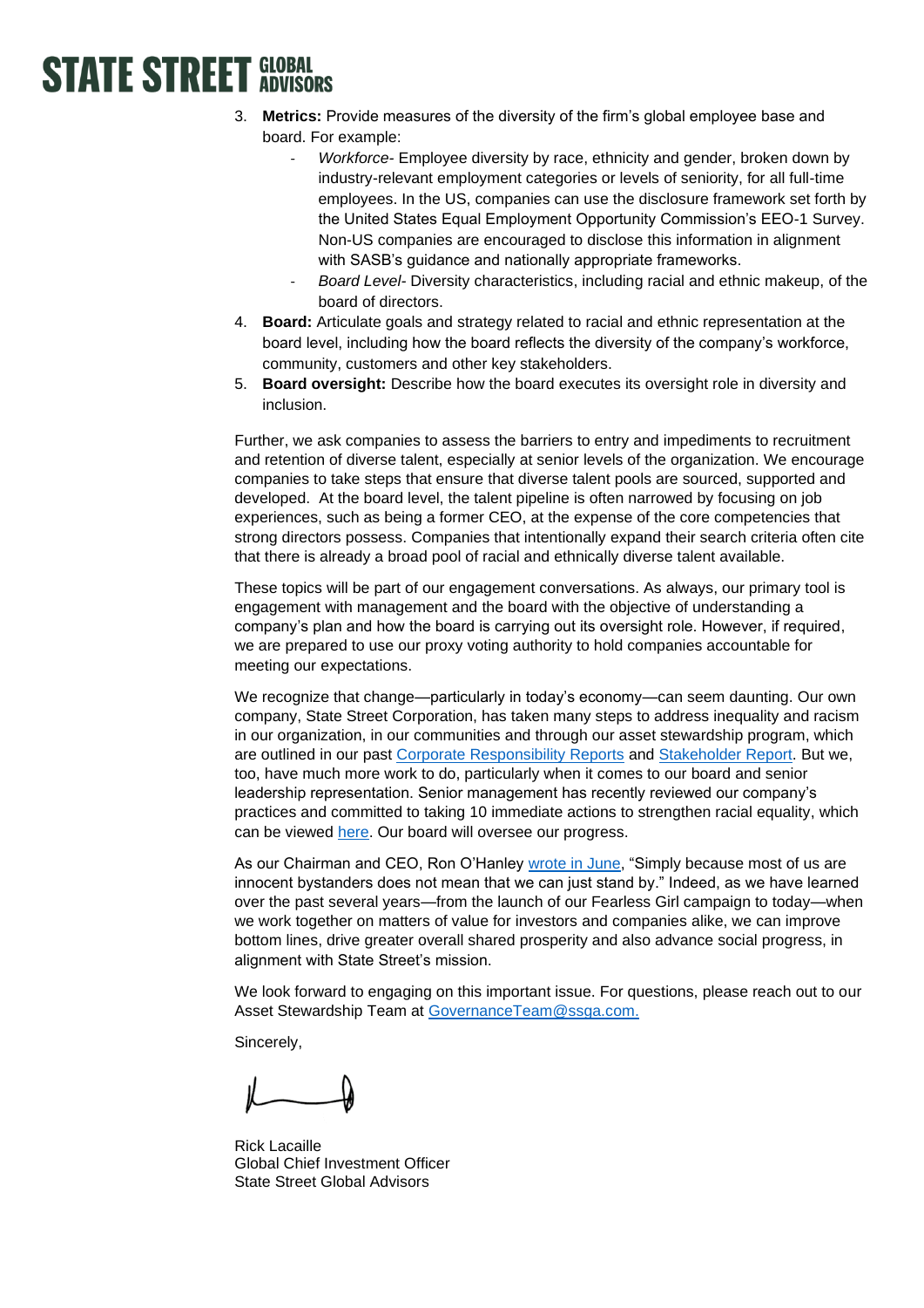3. **Metrics:** Provide measures of the diversity of the firm's global employee base and board. For example:
   - *Workforce*- Employee diversity by race, ethnicity and gender, broken down by industry-relevant employment categories or levels of seniority, for all full-time employees. In the US, companies can use the disclosure framework set forth by the United States Equal Employment Opportunity Commission's EEO-1 Survey. Non-US companies are encouraged to disclose this information in alignment with SASB's guidance and nationally appropriate frameworks.
   - *Board Level*- Diversity characteristics, including racial and ethnic makeup, of the board of directors.
4. **Board:** Articulate goals and strategy related to racial and ethnic representation at the board level, including how the board reflects the diversity of the company's workforce, community, customers and other key stakeholders.
5. **Board oversight:** Describe how the board executes its oversight role in diversity and inclusion.

Further, we ask companies to assess the barriers to entry and impediments to recruitment and retention of diverse talent, especially at senior levels of the organization. We encourage companies to take steps that ensure that diverse talent pools are sourced, supported and developed. At the board level, the talent pipeline is often narrowed by focusing on job experiences, such as being a former CEO, at the expense of the core competencies that strong directors possess. Companies that intentionally expand their search criteria often cite that there is already a broad pool of racial and ethnically diverse talent available.

These topics will be part of our engagement conversations. As always, our primary tool is engagement with management and the board with the objective of understanding a company's plan and how the board is carrying out its oversight role. However, if required, we are prepared to use our proxy voting authority to hold companies accountable for meeting our expectations.

We recognize that change—particularly in today's economy—can seem daunting. Our own company, State Street Corporation, has taken many steps to address inequality and racism in our organization, in our communities and through our asset stewardship program, which are outlined in our past Corporate Responsibility Reports and Stakeholder Report. But we, too, have much more work to do, particularly when it comes to our board and senior leadership representation. Senior management has recently reviewed our company's practices and committed to taking 10 immediate actions to strengthen racial equality, which can be viewed here. Our board will oversee our progress.

As our Chairman and CEO, Ron O'Hanley wrote in June, "Simply because most of us are innocent bystanders does not mean that we can just stand by." Indeed, as we have learned over the past several years—from the launch of our Fearless Girl campaign to today—when we work together on matters of value for investors and companies alike, we can improve bottom lines, drive greater overall shared prosperity and also advance social progress, in alignment with State Street's mission.

We look forward to engaging on this important issue. For questions, please reach out to our Asset Stewardship Team at GovernanceTeam@ssga.com.

Sincerely,

Rick Lacaille
Global Chief Investment Officer
State Street Global Advisors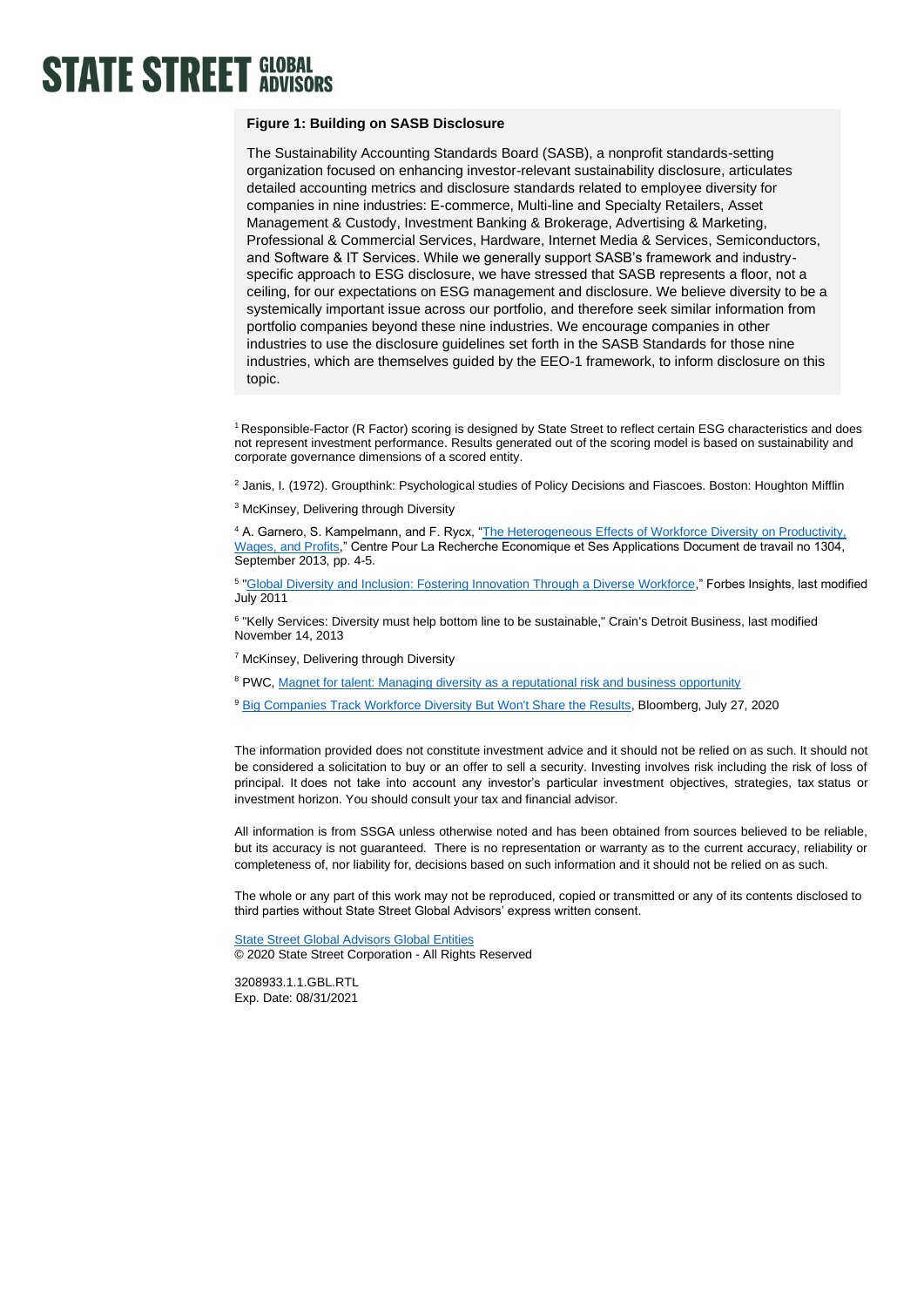**Figure 1: Building on SASB Disclosure**

The Sustainability Accounting Standards Board (SASB), a nonprofit standards-setting organization focused on enhancing investor-relevant sustainability disclosure, articulates detailed accounting metrics and disclosure standards related to employee diversity for companies in nine industries: E-commerce, Multi-line and Specialty Retailers, Asset Management & Custody, Investment Banking & Brokerage, Advertising & Marketing, Professional & Commercial Services, Hardware, Internet Media & Services, Semiconductors, and Software & IT Services. While we generally support SASB's framework and industry-specific approach to ESG disclosure, we have stressed that SASB represents a floor, not a ceiling, for our expectations on ESG management and disclosure. We believe diversity to be a systemically important issue across our portfolio, and therefore seek similar information from portfolio companies beyond these nine industries. We encourage companies in other industries to use the disclosure guidelines set forth in the SASB Standards for those nine industries, which are themselves guided by the EEO-1 framework, to inform disclosure on this topic.

[1] Responsible-Factor (R Factor) scoring is designed by State Street to reflect certain ESG characteristics and does not represent investment performance. Results generated out of the scoring model is based on sustainability and corporate governance dimensions of a scored entity.

[2] Janis, I. (1972). Groupthink: Psychological studies of Policy Decisions and Fiascoes. Boston: Houghton Mifflin

[3] McKinsey, Delivering through Diversity

[4] A. Garnero, S. Kampelmann, and F. Rycx, "The Heterogeneous Effects of Workforce Diversity on Productivity, Wages, and Profits," Centre Pour La Recherche Economique et Ses Applications Document de travail no 1304, September 2013, pp. 4-5.

[5] "Global Diversity and Inclusion: Fostering Innovation Through a Diverse Workforce," Forbes Insights, last modified July 2011

[6] "Kelly Services: Diversity must help bottom line to be sustainable," Crain's Detroit Business, last modified November 14, 2013

[7] McKinsey, Delivering through Diversity

[8] PWC, Magnet for talent: Managing diversity as a reputational risk and business opportunity

[9] Big Companies Track Workforce Diversity But Won't Share the Results, Bloomberg, July 27, 2020

The information provided does not constitute investment advice and it should not be relied on as such. It should not be considered a solicitation to buy or an offer to sell a security. Investing involves risk including the risk of loss of principal. It does not take into account any investor's particular investment objectives, strategies, tax status or investment horizon. You should consult your tax and financial advisor.

All information is from SSGA unless otherwise noted and has been obtained from sources believed to be reliable, but its accuracy is not guaranteed. There is no representation or warranty as to the current accuracy, reliability or completeness of, nor liability for, decisions based on such information and it should not be relied on as such.

The whole or any part of this work may not be reproduced, copied or transmitted or any of its contents disclosed to third parties without State Street Global Advisors' express written consent.

State Street Global Advisors Global Entities
© 2020 State Street Corporation - All Rights Reserved

3208933.1.1.GBL.RTL
Exp. Date: 08/31/2021